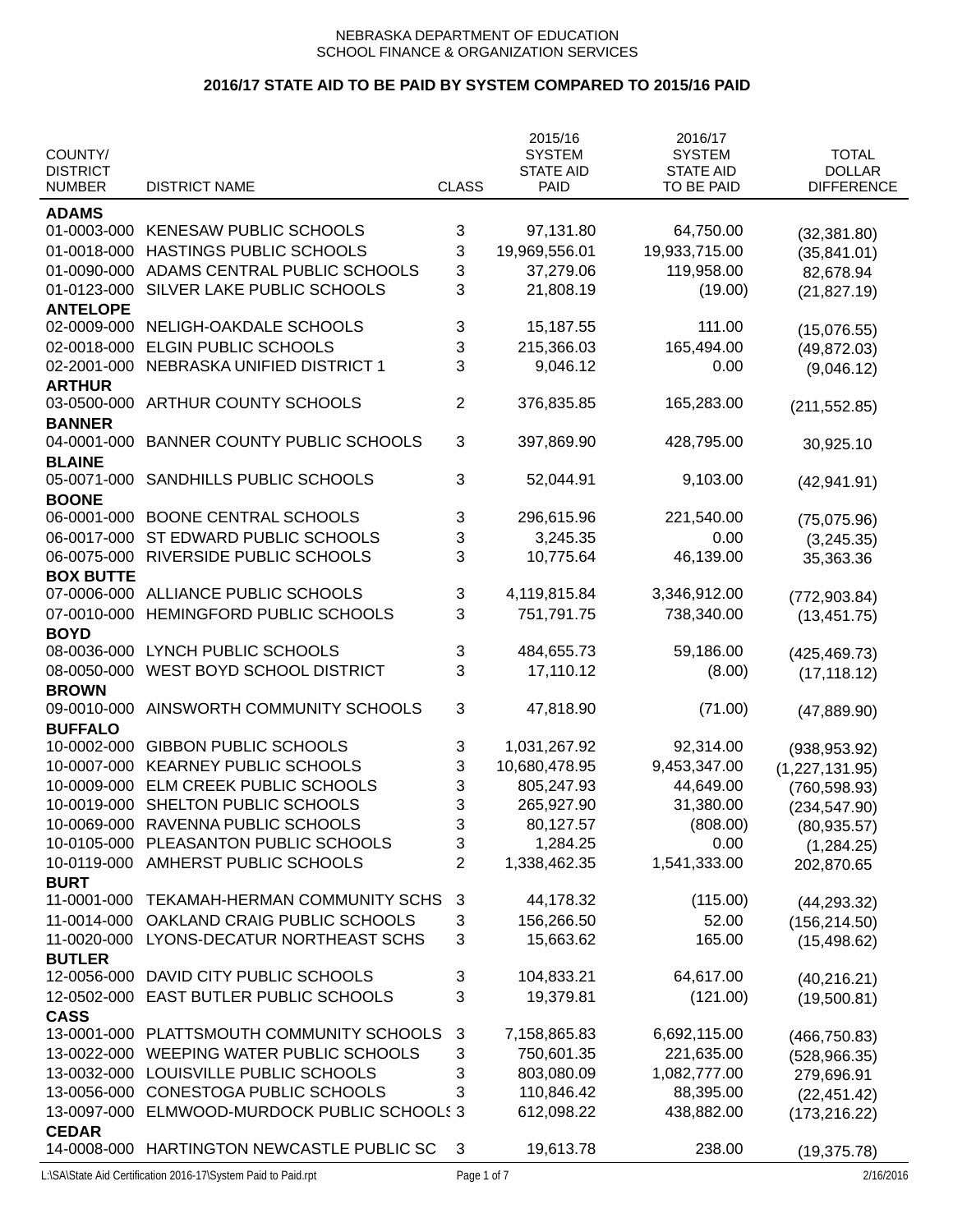NEBRASKA DEPARTMENT OF EDUCATION
SCHOOL FINANCE & ORGANIZATION SERVICES

## 2016/17 STATE AID TO BE PAID BY SYSTEM COMPARED TO 2015/16 PAID

| COUNTY/ DISTRICT NUMBER | DISTRICT NAME | CLASS | 2015/16 SYSTEM STATE AID PAID | 2016/17 SYSTEM STATE AID TO BE PAID | TOTAL DOLLAR DIFFERENCE |
|---|---|---|---|---|---|
| **ADAMS** | | | | | |
| 01-0003-000 | KENESAW PUBLIC SCHOOLS | 3 | 97,131.80 | 64,750.00 | (32,381.80) |
| 01-0018-000 | HASTINGS PUBLIC SCHOOLS | 3 | 19,969,556.01 | 19,933,715.00 | (35,841.01) |
| 01-0090-000 | ADAMS CENTRAL PUBLIC SCHOOLS | 3 | 37,279.06 | 119,958.00 | 82,678.94 |
| 01-0123-000 | SILVER LAKE PUBLIC SCHOOLS | 3 | 21,808.19 | (19.00) | (21,827.19) |
| **ANTELOPE** | | | | | |
| 02-0009-000 | NELIGH-OAKDALE SCHOOLS | 3 | 15,187.55 | 111.00 | (15,076.55) |
| 02-0018-000 | ELGIN PUBLIC SCHOOLS | 3 | 215,366.03 | 165,494.00 | (49,872.03) |
| 02-2001-000 | NEBRASKA UNIFIED DISTRICT 1 | 3 | 9,046.12 | 0.00 | (9,046.12) |
| **ARTHUR** | | | | | |
| 03-0500-000 | ARTHUR COUNTY SCHOOLS | 2 | 376,835.85 | 165,283.00 | (211,552.85) |
| **BANNER** | | | | | |
| 04-0001-000 | BANNER COUNTY PUBLIC SCHOOLS | 3 | 397,869.90 | 428,795.00 | 30,925.10 |
| **BLAINE** | | | | | |
| 05-0071-000 | SANDHILLS PUBLIC SCHOOLS | 3 | 52,044.91 | 9,103.00 | (42,941.91) |
| **BOONE** | | | | | |
| 06-0001-000 | BOONE CENTRAL SCHOOLS | 3 | 296,615.96 | 221,540.00 | (75,075.96) |
| 06-0017-000 | ST EDWARD PUBLIC SCHOOLS | 3 | 3,245.35 | 0.00 | (3,245.35) |
| 06-0075-000 | RIVERSIDE PUBLIC SCHOOLS | 3 | 10,775.64 | 46,139.00 | 35,363.36 |
| **BOX BUTTE** | | | | | |
| 07-0006-000 | ALLIANCE PUBLIC SCHOOLS | 3 | 4,119,815.84 | 3,346,912.00 | (772,903.84) |
| 07-0010-000 | HEMINGFORD PUBLIC SCHOOLS | 3 | 751,791.75 | 738,340.00 | (13,451.75) |
| **BOYD** | | | | | |
| 08-0036-000 | LYNCH PUBLIC SCHOOLS | 3 | 484,655.73 | 59,186.00 | (425,469.73) |
| 08-0050-000 | WEST BOYD SCHOOL DISTRICT | 3 | 17,110.12 | (8.00) | (17,118.12) |
| **BROWN** | | | | | |
| 09-0010-000 | AINSWORTH COMMUNITY SCHOOLS | 3 | 47,818.90 | (71.00) | (47,889.90) |
| **BUFFALO** | | | | | |
| 10-0002-000 | GIBBON PUBLIC SCHOOLS | 3 | 1,031,267.92 | 92,314.00 | (938,953.92) |
| 10-0007-000 | KEARNEY PUBLIC SCHOOLS | 3 | 10,680,478.95 | 9,453,347.00 | (1,227,131.95) |
| 10-0009-000 | ELM CREEK PUBLIC SCHOOLS | 3 | 805,247.93 | 44,649.00 | (760,598.93) |
| 10-0019-000 | SHELTON PUBLIC SCHOOLS | 3 | 265,927.90 | 31,380.00 | (234,547.90) |
| 10-0069-000 | RAVENNA PUBLIC SCHOOLS | 3 | 80,127.57 | (808.00) | (80,935.57) |
| 10-0105-000 | PLEASANTON PUBLIC SCHOOLS | 3 | 1,284.25 | 0.00 | (1,284.25) |
| 10-0119-000 | AMHERST PUBLIC SCHOOLS | 2 | 1,338,462.35 | 1,541,333.00 | 202,870.65 |
| **BURT** | | | | | |
| 11-0001-000 | TEKAMAH-HERMAN COMMUNITY SCHS | 3 | 44,178.32 | (115.00) | (44,293.32) |
| 11-0014-000 | OAKLAND CRAIG PUBLIC SCHOOLS | 3 | 156,266.50 | 52.00 | (156,214.50) |
| 11-0020-000 | LYONS-DECATUR NORTHEAST SCHS | 3 | 15,663.62 | 165.00 | (15,498.62) |
| **BUTLER** | | | | | |
| 12-0056-000 | DAVID CITY PUBLIC SCHOOLS | 3 | 104,833.21 | 64,617.00 | (40,216.21) |
| 12-0502-000 | EAST BUTLER PUBLIC SCHOOLS | 3 | 19,379.81 | (121.00) | (19,500.81) |
| **CASS** | | | | | |
| 13-0001-000 | PLATTSMOUTH COMMUNITY SCHOOLS | 3 | 7,158,865.83 | 6,692,115.00 | (466,750.83) |
| 13-0022-000 | WEEPING WATER PUBLIC SCHOOLS | 3 | 750,601.35 | 221,635.00 | (528,966.35) |
| 13-0032-000 | LOUISVILLE PUBLIC SCHOOLS | 3 | 803,080.09 | 1,082,777.00 | 279,696.91 |
| 13-0056-000 | CONESTOGA PUBLIC SCHOOLS | 3 | 110,846.42 | 88,395.00 | (22,451.42) |
| 13-0097-000 | ELMWOOD-MURDOCK PUBLIC SCHOOLS | 3 | 612,098.22 | 438,882.00 | (173,216.22) |
| **CEDAR** | | | | | |
| 14-0008-000 | HARTINGTON NEWCASTLE PUBLIC SC | 3 | 19,613.78 | 238.00 | (19,375.78) |

L:\SA\State Aid Certification 2016-17\System Paid to Paid.rpt 2/16/2016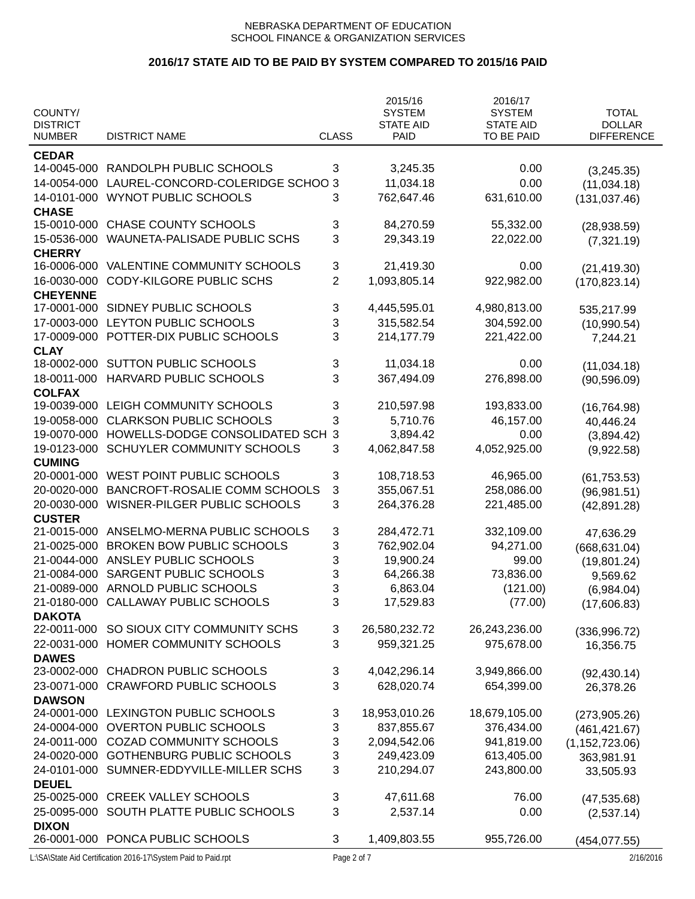NEBRASKA DEPARTMENT OF EDUCATION
SCHOOL FINANCE & ORGANIZATION SERVICES

## 2016/17 STATE AID TO BE PAID BY SYSTEM COMPARED TO 2015/16 PAID

| COUNTY/ DISTRICT NUMBER | DISTRICT NAME | CLASS | 2015/16 SYSTEM STATE AID PAID | 2016/17 SYSTEM STATE AID TO BE PAID | TOTAL DOLLAR DIFFERENCE |
|---|---|---|---|---|---|
| **CEDAR** | | | | | |
| 14-0045-000 | RANDOLPH PUBLIC SCHOOLS | 3 | 3,245.35 | 0.00 | (3,245.35) |
| 14-0054-000 | LAUREL-CONCORD-COLERIDGE SCHOO | 3 | 11,034.18 | 0.00 | (11,034.18) |
| 14-0101-000 | WYNOT PUBLIC SCHOOLS | 3 | 762,647.46 | 631,610.00 | (131,037.46) |
| **CHASE** | | | | | |
| 15-0010-000 | CHASE COUNTY SCHOOLS | 3 | 84,270.59 | 55,332.00 | (28,938.59) |
| 15-0536-000 | WAUNETA-PALISADE PUBLIC SCHS | 3 | 29,343.19 | 22,022.00 | (7,321.19) |
| **CHERRY** | | | | | |
| 16-0006-000 | VALENTINE COMMUNITY SCHOOLS | 3 | 21,419.30 | 0.00 | (21,419.30) |
| 16-0030-000 | CODY-KILGORE PUBLIC SCHS | 2 | 1,093,805.14 | 922,982.00 | (170,823.14) |
| **CHEYENNE** | | | | | |
| 17-0001-000 | SIDNEY PUBLIC SCHOOLS | 3 | 4,445,595.01 | 4,980,813.00 | 535,217.99 |
| 17-0003-000 | LEYTON PUBLIC SCHOOLS | 3 | 315,582.54 | 304,592.00 | (10,990.54) |
| 17-0009-000 | POTTER-DIX PUBLIC SCHOOLS | 3 | 214,177.79 | 221,422.00 | 7,244.21 |
| **CLAY** | | | | | |
| 18-0002-000 | SUTTON PUBLIC SCHOOLS | 3 | 11,034.18 | 0.00 | (11,034.18) |
| 18-0011-000 | HARVARD PUBLIC SCHOOLS | 3 | 367,494.09 | 276,898.00 | (90,596.09) |
| **COLFAX** | | | | | |
| 19-0039-000 | LEIGH COMMUNITY SCHOOLS | 3 | 210,597.98 | 193,833.00 | (16,764.98) |
| 19-0058-000 | CLARKSON PUBLIC SCHOOLS | 3 | 5,710.76 | 46,157.00 | 40,446.24 |
| 19-0070-000 | HOWELLS-DODGE CONSOLIDATED SCH | 3 | 3,894.42 | 0.00 | (3,894.42) |
| 19-0123-000 | SCHUYLER COMMUNITY SCHOOLS | 3 | 4,062,847.58 | 4,052,925.00 | (9,922.58) |
| **CUMING** | | | | | |
| 20-0001-000 | WEST POINT PUBLIC SCHOOLS | 3 | 108,718.53 | 46,965.00 | (61,753.53) |
| 20-0020-000 | BANCROFT-ROSALIE COMM SCHOOLS | 3 | 355,067.51 | 258,086.00 | (96,981.51) |
| 20-0030-000 | WISNER-PILGER PUBLIC SCHOOLS | 3 | 264,376.28 | 221,485.00 | (42,891.28) |
| **CUSTER** | | | | | |
| 21-0015-000 | ANSELMO-MERNA PUBLIC SCHOOLS | 3 | 284,472.71 | 332,109.00 | 47,636.29 |
| 21-0025-000 | BROKEN BOW PUBLIC SCHOOLS | 3 | 762,902.04 | 94,271.00 | (668,631.04) |
| 21-0044-000 | ANSLEY PUBLIC SCHOOLS | 3 | 19,900.24 | 99.00 | (19,801.24) |
| 21-0084-000 | SARGENT PUBLIC SCHOOLS | 3 | 64,266.38 | 73,836.00 | 9,569.62 |
| 21-0089-000 | ARNOLD PUBLIC SCHOOLS | 3 | 6,863.04 | (121.00) | (6,984.04) |
| 21-0180-000 | CALLAWAY PUBLIC SCHOOLS | 3 | 17,529.83 | (77.00) | (17,606.83) |
| **DAKOTA** | | | | | |
| 22-0011-000 | SO SIOUX CITY COMMUNITY SCHS | 3 | 26,580,232.72 | 26,243,236.00 | (336,996.72) |
| 22-0031-000 | HOMER COMMUNITY SCHOOLS | 3 | 959,321.25 | 975,678.00 | 16,356.75 |
| **DAWES** | | | | | |
| 23-0002-000 | CHADRON PUBLIC SCHOOLS | 3 | 4,042,296.14 | 3,949,866.00 | (92,430.14) |
| 23-0071-000 | CRAWFORD PUBLIC SCHOOLS | 3 | 628,020.74 | 654,399.00 | 26,378.26 |
| **DAWSON** | | | | | |
| 24-0001-000 | LEXINGTON PUBLIC SCHOOLS | 3 | 18,953,010.26 | 18,679,105.00 | (273,905.26) |
| 24-0004-000 | OVERTON PUBLIC SCHOOLS | 3 | 837,855.67 | 376,434.00 | (461,421.67) |
| 24-0011-000 | COZAD COMMUNITY SCHOOLS | 3 | 2,094,542.06 | 941,819.00 | (1,152,723.06) |
| 24-0020-000 | GOTHENBURG PUBLIC SCHOOLS | 3 | 249,423.09 | 613,405.00 | 363,981.91 |
| 24-0101-000 | SUMNER-EDDYVILLE-MILLER SCHS | 3 | 210,294.07 | 243,800.00 | 33,505.93 |
| **DEUEL** | | | | | |
| 25-0025-000 | CREEK VALLEY SCHOOLS | 3 | 47,611.68 | 76.00 | (47,535.68) |
| 25-0095-000 | SOUTH PLATTE PUBLIC SCHOOLS | 3 | 2,537.14 | 0.00 | (2,537.14) |
| **DIXON** | | | | | |
| 26-0001-000 | PONCA PUBLIC SCHOOLS | 3 | 1,409,803.55 | 955,726.00 | (454,077.55) |

L:\SA\State Aid Certification 2016-17\System Paid to Paid.rpt 2/16/2016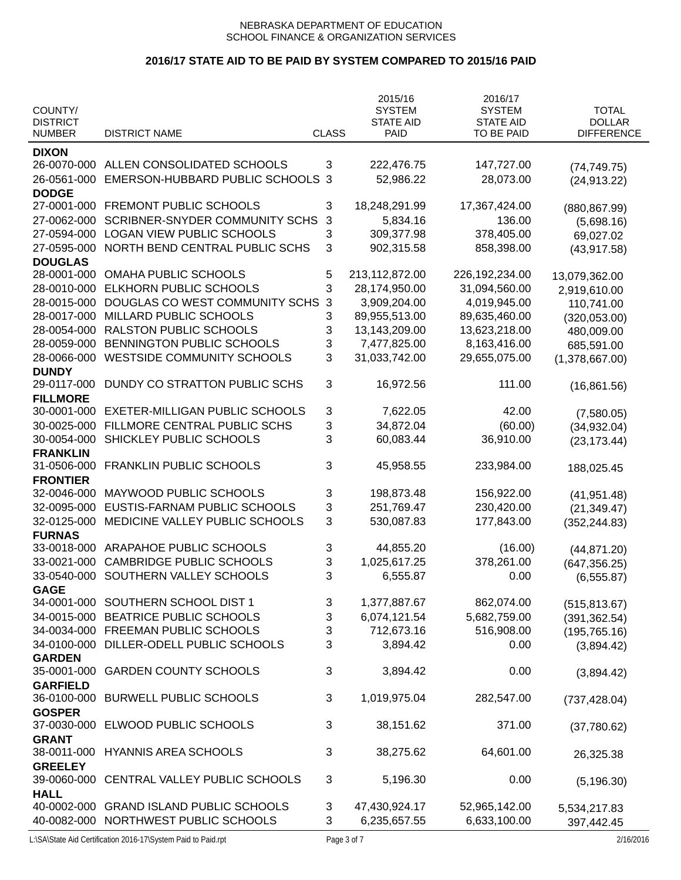NEBRASKA DEPARTMENT OF EDUCATION
SCHOOL FINANCE & ORGANIZATION SERVICES

## 2016/17 STATE AID TO BE PAID BY SYSTEM COMPARED TO 2015/16 PAID

| COUNTY/ DISTRICT NUMBER | DISTRICT NAME | CLASS | 2015/16 SYSTEM STATE AID PAID | 2016/17 SYSTEM STATE AID TO BE PAID | TOTAL DOLLAR DIFFERENCE |
|---|---|---|---|---|---|
| **DIXON** | | | | | |
| 26-0070-000 | ALLEN CONSOLIDATED SCHOOLS | 3 | 222,476.75 | 147,727.00 | (74,749.75) |
| 26-0561-000 | EMERSON-HUBBARD PUBLIC SCHOOLS | 3 | 52,986.22 | 28,073.00 | (24,913.22) |
| **DODGE** | | | | | |
| 27-0001-000 | FREMONT PUBLIC SCHOOLS | 3 | 18,248,291.99 | 17,367,424.00 | (880,867.99) |
| 27-0062-000 | SCRIBNER-SNYDER COMMUNITY SCHS | 3 | 5,834.16 | 136.00 | (5,698.16) |
| 27-0594-000 | LOGAN VIEW PUBLIC SCHOOLS | 3 | 309,377.98 | 378,405.00 | 69,027.02 |
| 27-0595-000 | NORTH BEND CENTRAL PUBLIC SCHS | 3 | 902,315.58 | 858,398.00 | (43,917.58) |
| **DOUGLAS** | | | | | |
| 28-0001-000 | OMAHA PUBLIC SCHOOLS | 5 | 213,112,872.00 | 226,192,234.00 | 13,079,362.00 |
| 28-0010-000 | ELKHORN PUBLIC SCHOOLS | 3 | 28,174,950.00 | 31,094,560.00 | 2,919,610.00 |
| 28-0015-000 | DOUGLAS CO WEST COMMUNITY SCHS | 3 | 3,909,204.00 | 4,019,945.00 | 110,741.00 |
| 28-0017-000 | MILLARD PUBLIC SCHOOLS | 3 | 89,955,513.00 | 89,635,460.00 | (320,053.00) |
| 28-0054-000 | RALSTON PUBLIC SCHOOLS | 3 | 13,143,209.00 | 13,623,218.00 | 480,009.00 |
| 28-0059-000 | BENNINGTON PUBLIC SCHOOLS | 3 | 7,477,825.00 | 8,163,416.00 | 685,591.00 |
| 28-0066-000 | WESTSIDE COMMUNITY SCHOOLS | 3 | 31,033,742.00 | 29,655,075.00 | (1,378,667.00) |
| **DUNDY** | | | | | |
| 29-0117-000 | DUNDY CO STRATTON PUBLIC SCHS | 3 | 16,972.56 | 111.00 | (16,861.56) |
| **FILLMORE** | | | | | |
| 30-0001-000 | EXETER-MILLIGAN PUBLIC SCHOOLS | 3 | 7,622.05 | 42.00 | (7,580.05) |
| 30-0025-000 | FILLMORE CENTRAL PUBLIC SCHS | 3 | 34,872.04 | (60.00) | (34,932.04) |
| 30-0054-000 | SHICKLEY PUBLIC SCHOOLS | 3 | 60,083.44 | 36,910.00 | (23,173.44) |
| **FRANKLIN** | | | | | |
| 31-0506-000 | FRANKLIN PUBLIC SCHOOLS | 3 | 45,958.55 | 233,984.00 | 188,025.45 |
| **FRONTIER** | | | | | |
| 32-0046-000 | MAYWOOD PUBLIC SCHOOLS | 3 | 198,873.48 | 156,922.00 | (41,951.48) |
| 32-0095-000 | EUSTIS-FARNAM PUBLIC SCHOOLS | 3 | 251,769.47 | 230,420.00 | (21,349.47) |
| 32-0125-000 | MEDICINE VALLEY PUBLIC SCHOOLS | 3 | 530,087.83 | 177,843.00 | (352,244.83) |
| **FURNAS** | | | | | |
| 33-0018-000 | ARAPAHOE PUBLIC SCHOOLS | 3 | 44,855.20 | (16.00) | (44,871.20) |
| 33-0021-000 | CAMBRIDGE PUBLIC SCHOOLS | 3 | 1,025,617.25 | 378,261.00 | (647,356.25) |
| 33-0540-000 | SOUTHERN VALLEY SCHOOLS | 3 | 6,555.87 | 0.00 | (6,555.87) |
| **GAGE** | | | | | |
| 34-0001-000 | SOUTHERN SCHOOL DIST 1 | 3 | 1,377,887.67 | 862,074.00 | (515,813.67) |
| 34-0015-000 | BEATRICE PUBLIC SCHOOLS | 3 | 6,074,121.54 | 5,682,759.00 | (391,362.54) |
| 34-0034-000 | FREEMAN PUBLIC SCHOOLS | 3 | 712,673.16 | 516,908.00 | (195,765.16) |
| 34-0100-000 | DILLER-ODELL PUBLIC SCHOOLS | 3 | 3,894.42 | 0.00 | (3,894.42) |
| **GARDEN** | | | | | |
| 35-0001-000 | GARDEN COUNTY SCHOOLS | 3 | 3,894.42 | 0.00 | (3,894.42) |
| **GARFIELD** | | | | | |
| 36-0100-000 | BURWELL PUBLIC SCHOOLS | 3 | 1,019,975.04 | 282,547.00 | (737,428.04) |
| **GOSPER** | | | | | |
| 37-0030-000 | ELWOOD PUBLIC SCHOOLS | 3 | 38,151.62 | 371.00 | (37,780.62) |
| **GRANT** | | | | | |
| 38-0011-000 | HYANNIS AREA SCHOOLS | 3 | 38,275.62 | 64,601.00 | 26,325.38 |
| **GREELEY** | | | | | |
| 39-0060-000 | CENTRAL VALLEY PUBLIC SCHOOLS | 3 | 5,196.30 | 0.00 | (5,196.30) |
| **HALL** | | | | | |
| 40-0002-000 | GRAND ISLAND PUBLIC SCHOOLS | 3 | 47,430,924.17 | 52,965,142.00 | 5,534,217.83 |
| 40-0082-000 | NORTHWEST PUBLIC SCHOOLS | 3 | 6,235,657.55 | 6,633,100.00 | 397,442.45 |

L:\SA\State Aid Certification 2016-17\System Paid to Paid.rpt    2/16/2016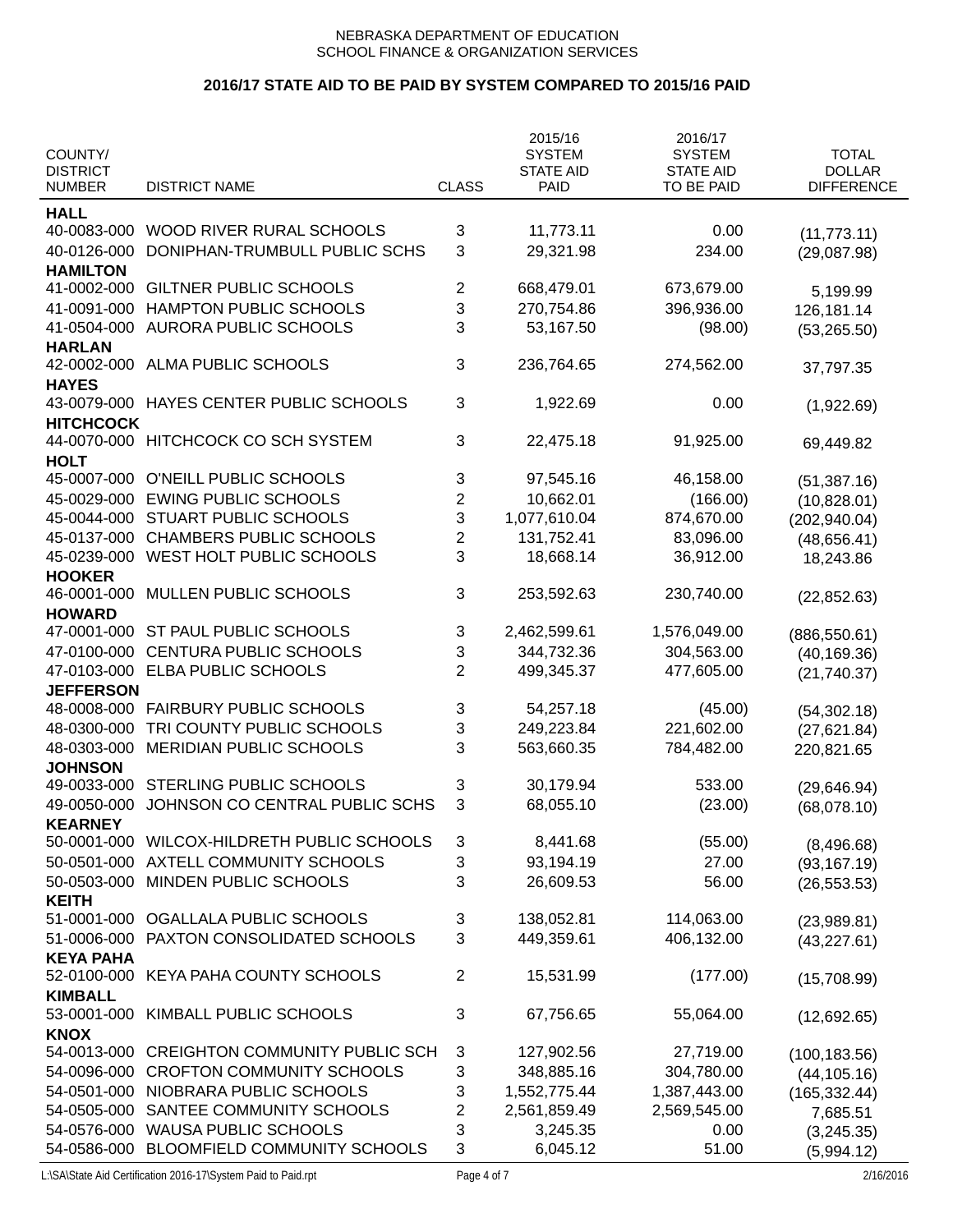NEBRASKA DEPARTMENT OF EDUCATION
SCHOOL FINANCE & ORGANIZATION SERVICES

## 2016/17 STATE AID TO BE PAID BY SYSTEM COMPARED TO 2015/16 PAID

| COUNTY/ DISTRICT NUMBER | DISTRICT NAME | CLASS | 2015/16 SYSTEM STATE AID PAID | 2016/17 SYSTEM STATE AID TO BE PAID | TOTAL DOLLAR DIFFERENCE |
|---|---|---|---|---|---|
| **HALL** | | | | | |
| 40-0083-000 | WOOD RIVER RURAL SCHOOLS | 3 | 11,773.11 | 0.00 | (11,773.11) |
| 40-0126-000 | DONIPHAN-TRUMBULL PUBLIC SCHS | 3 | 29,321.98 | 234.00 | (29,087.98) |
| **HAMILTON** | | | | | |
| 41-0002-000 | GILTNER PUBLIC SCHOOLS | 2 | 668,479.01 | 673,679.00 | 5,199.99 |
| 41-0091-000 | HAMPTON PUBLIC SCHOOLS | 3 | 270,754.86 | 396,936.00 | 126,181.14 |
| 41-0504-000 | AURORA PUBLIC SCHOOLS | 3 | 53,167.50 | (98.00) | (53,265.50) |
| **HARLAN** | | | | | |
| 42-0002-000 | ALMA PUBLIC SCHOOLS | 3 | 236,764.65 | 274,562.00 | 37,797.35 |
| **HAYES** | | | | | |
| 43-0079-000 | HAYES CENTER PUBLIC SCHOOLS | 3 | 1,922.69 | 0.00 | (1,922.69) |
| **HITCHCOCK** | | | | | |
| 44-0070-000 | HITCHCOCK CO SCH SYSTEM | 3 | 22,475.18 | 91,925.00 | 69,449.82 |
| **HOLT** | | | | | |
| 45-0007-000 | O'NEILL PUBLIC SCHOOLS | 3 | 97,545.16 | 46,158.00 | (51,387.16) |
| 45-0029-000 | EWING PUBLIC SCHOOLS | 2 | 10,662.01 | (166.00) | (10,828.01) |
| 45-0044-000 | STUART PUBLIC SCHOOLS | 3 | 1,077,610.04 | 874,670.00 | (202,940.04) |
| 45-0137-000 | CHAMBERS PUBLIC SCHOOLS | 2 | 131,752.41 | 83,096.00 | (48,656.41) |
| 45-0239-000 | WEST HOLT PUBLIC SCHOOLS | 3 | 18,668.14 | 36,912.00 | 18,243.86 |
| **HOOKER** | | | | | |
| 46-0001-000 | MULLEN PUBLIC SCHOOLS | 3 | 253,592.63 | 230,740.00 | (22,852.63) |
| **HOWARD** | | | | | |
| 47-0001-000 | ST PAUL PUBLIC SCHOOLS | 3 | 2,462,599.61 | 1,576,049.00 | (886,550.61) |
| 47-0100-000 | CENTURA PUBLIC SCHOOLS | 3 | 344,732.36 | 304,563.00 | (40,169.36) |
| 47-0103-000 | ELBA PUBLIC SCHOOLS | 2 | 499,345.37 | 477,605.00 | (21,740.37) |
| **JEFFERSON** | | | | | |
| 48-0008-000 | FAIRBURY PUBLIC SCHOOLS | 3 | 54,257.18 | (45.00) | (54,302.18) |
| 48-0300-000 | TRI COUNTY PUBLIC SCHOOLS | 3 | 249,223.84 | 221,602.00 | (27,621.84) |
| 48-0303-000 | MERIDIAN PUBLIC SCHOOLS | 3 | 563,660.35 | 784,482.00 | 220,821.65 |
| **JOHNSON** | | | | | |
| 49-0033-000 | STERLING PUBLIC SCHOOLS | 3 | 30,179.94 | 533.00 | (29,646.94) |
| 49-0050-000 | JOHNSON CO CENTRAL PUBLIC SCHS | 3 | 68,055.10 | (23.00) | (68,078.10) |
| **KEARNEY** | | | | | |
| 50-0001-000 | WILCOX-HILDRETH PUBLIC SCHOOLS | 3 | 8,441.68 | (55.00) | (8,496.68) |
| 50-0501-000 | AXTELL COMMUNITY SCHOOLS | 3 | 93,194.19 | 27.00 | (93,167.19) |
| 50-0503-000 | MINDEN PUBLIC SCHOOLS | 3 | 26,609.53 | 56.00 | (26,553.53) |
| **KEITH** | | | | | |
| 51-0001-000 | OGALLALA PUBLIC SCHOOLS | 3 | 138,052.81 | 114,063.00 | (23,989.81) |
| 51-0006-000 | PAXTON CONSOLIDATED SCHOOLS | 3 | 449,359.61 | 406,132.00 | (43,227.61) |
| **KEYA PAHA** | | | | | |
| 52-0100-000 | KEYA PAHA COUNTY SCHOOLS | 2 | 15,531.99 | (177.00) | (15,708.99) |
| **KIMBALL** | | | | | |
| 53-0001-000 | KIMBALL PUBLIC SCHOOLS | 3 | 67,756.65 | 55,064.00 | (12,692.65) |
| **KNOX** | | | | | |
| 54-0013-000 | CREIGHTON COMMUNITY PUBLIC SCH | 3 | 127,902.56 | 27,719.00 | (100,183.56) |
| 54-0096-000 | CROFTON COMMUNITY SCHOOLS | 3 | 348,885.16 | 304,780.00 | (44,105.16) |
| 54-0501-000 | NIOBRARA PUBLIC SCHOOLS | 3 | 1,552,775.44 | 1,387,443.00 | (165,332.44) |
| 54-0505-000 | SANTEE COMMUNITY SCHOOLS | 2 | 2,561,859.49 | 2,569,545.00 | 7,685.51 |
| 54-0576-000 | WAUSA PUBLIC SCHOOLS | 3 | 3,245.35 | 0.00 | (3,245.35) |
| 54-0586-000 | BLOOMFIELD COMMUNITY SCHOOLS | 3 | 6,045.12 | 51.00 | (5,994.12) |

L:\SA\State Aid Certification 2016-17\System Paid to Paid.rpt 2/16/2016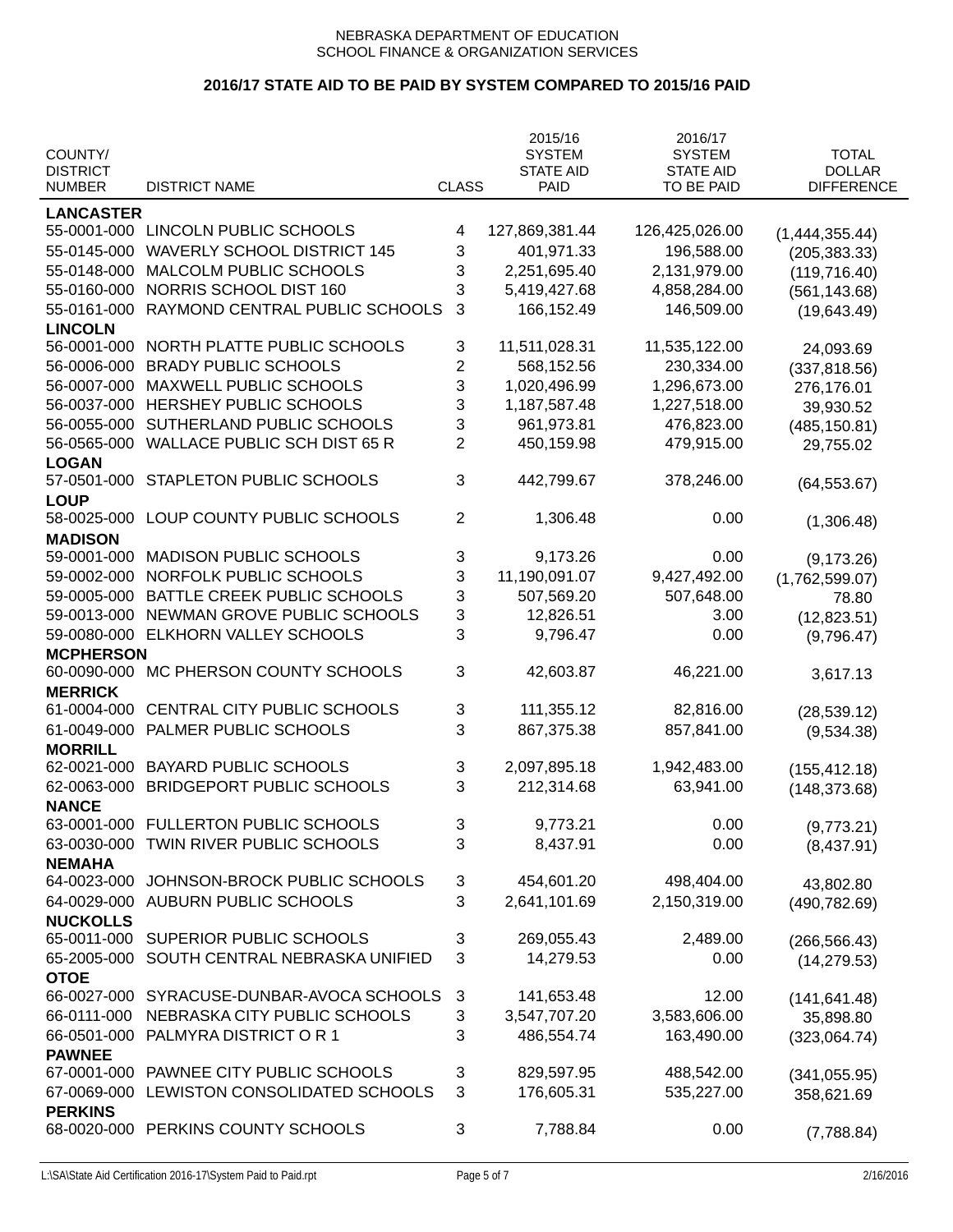NEBRASKA DEPARTMENT OF EDUCATION
SCHOOL FINANCE & ORGANIZATION SERVICES

## 2016/17 STATE AID TO BE PAID BY SYSTEM COMPARED TO 2015/16 PAID

| COUNTY/ DISTRICT NUMBER | DISTRICT NAME | CLASS | 2015/16 SYSTEM STATE AID PAID | 2016/17 SYSTEM STATE AID TO BE PAID | TOTAL DOLLAR DIFFERENCE |
|---|---|---|---|---|---|
| **LANCASTER** | | | | | |
| 55-0001-000 | LINCOLN PUBLIC SCHOOLS | 4 | 127,869,381.44 | 126,425,026.00 | (1,444,355.44) |
| 55-0145-000 | WAVERLY SCHOOL DISTRICT 145 | 3 | 401,971.33 | 196,588.00 | (205,383.33) |
| 55-0148-000 | MALCOLM PUBLIC SCHOOLS | 3 | 2,251,695.40 | 2,131,979.00 | (119,716.40) |
| 55-0160-000 | NORRIS SCHOOL DIST 160 | 3 | 5,419,427.68 | 4,858,284.00 | (561,143.68) |
| 55-0161-000 | RAYMOND CENTRAL PUBLIC SCHOOLS | 3 | 166,152.49 | 146,509.00 | (19,643.49) |
| **LINCOLN** | | | | | |
| 56-0001-000 | NORTH PLATTE PUBLIC SCHOOLS | 3 | 11,511,028.31 | 11,535,122.00 | 24,093.69 |
| 56-0006-000 | BRADY PUBLIC SCHOOLS | 2 | 568,152.56 | 230,334.00 | (337,818.56) |
| 56-0007-000 | MAXWELL PUBLIC SCHOOLS | 3 | 1,020,496.99 | 1,296,673.00 | 276,176.01 |
| 56-0037-000 | HERSHEY PUBLIC SCHOOLS | 3 | 1,187,587.48 | 1,227,518.00 | 39,930.52 |
| 56-0055-000 | SUTHERLAND PUBLIC SCHOOLS | 3 | 961,973.81 | 476,823.00 | (485,150.81) |
| 56-0565-000 | WALLACE PUBLIC SCH DIST 65 R | 2 | 450,159.98 | 479,915.00 | 29,755.02 |
| **LOGAN** | | | | | |
| 57-0501-000 | STAPLETON PUBLIC SCHOOLS | 3 | 442,799.67 | 378,246.00 | (64,553.67) |
| **LOUP** | | | | | |
| 58-0025-000 | LOUP COUNTY PUBLIC SCHOOLS | 2 | 1,306.48 | 0.00 | (1,306.48) |
| **MADISON** | | | | | |
| 59-0001-000 | MADISON PUBLIC SCHOOLS | 3 | 9,173.26 | 0.00 | (9,173.26) |
| 59-0002-000 | NORFOLK PUBLIC SCHOOLS | 3 | 11,190,091.07 | 9,427,492.00 | (1,762,599.07) |
| 59-0005-000 | BATTLE CREEK PUBLIC SCHOOLS | 3 | 507,569.20 | 507,648.00 | 78.80 |
| 59-0013-000 | NEWMAN GROVE PUBLIC SCHOOLS | 3 | 12,826.51 | 3.00 | (12,823.51) |
| 59-0080-000 | ELKHORN VALLEY SCHOOLS | 3 | 9,796.47 | 0.00 | (9,796.47) |
| **MCPHERSON** | | | | | |
| 60-0090-000 | MC PHERSON COUNTY SCHOOLS | 3 | 42,603.87 | 46,221.00 | 3,617.13 |
| **MERRICK** | | | | | |
| 61-0004-000 | CENTRAL CITY PUBLIC SCHOOLS | 3 | 111,355.12 | 82,816.00 | (28,539.12) |
| 61-0049-000 | PALMER PUBLIC SCHOOLS | 3 | 867,375.38 | 857,841.00 | (9,534.38) |
| **MORRILL** | | | | | |
| 62-0021-000 | BAYARD PUBLIC SCHOOLS | 3 | 2,097,895.18 | 1,942,483.00 | (155,412.18) |
| 62-0063-000 | BRIDGEPORT PUBLIC SCHOOLS | 3 | 212,314.68 | 63,941.00 | (148,373.68) |
| **NANCE** | | | | | |
| 63-0001-000 | FULLERTON PUBLIC SCHOOLS | 3 | 9,773.21 | 0.00 | (9,773.21) |
| 63-0030-000 | TWIN RIVER PUBLIC SCHOOLS | 3 | 8,437.91 | 0.00 | (8,437.91) |
| **NEMAHA** | | | | | |
| 64-0023-000 | JOHNSON-BROCK PUBLIC SCHOOLS | 3 | 454,601.20 | 498,404.00 | 43,802.80 |
| 64-0029-000 | AUBURN PUBLIC SCHOOLS | 3 | 2,641,101.69 | 2,150,319.00 | (490,782.69) |
| **NUCKOLLS** | | | | | |
| 65-0011-000 | SUPERIOR PUBLIC SCHOOLS | 3 | 269,055.43 | 2,489.00 | (266,566.43) |
| 65-2005-000 | SOUTH CENTRAL NEBRASKA UNIFIED | 3 | 14,279.53 | 0.00 | (14,279.53) |
| **OTOE** | | | | | |
| 66-0027-000 | SYRACUSE-DUNBAR-AVOCA SCHOOLS | 3 | 141,653.48 | 12.00 | (141,641.48) |
| 66-0111-000 | NEBRASKA CITY PUBLIC SCHOOLS | 3 | 3,547,707.20 | 3,583,606.00 | 35,898.80 |
| 66-0501-000 | PALMYRA DISTRICT O R 1 | 3 | 486,554.74 | 163,490.00 | (323,064.74) |
| **PAWNEE** | | | | | |
| 67-0001-000 | PAWNEE CITY PUBLIC SCHOOLS | 3 | 829,597.95 | 488,542.00 | (341,055.95) |
| 67-0069-000 | LEWISTON CONSOLIDATED SCHOOLS | 3 | 176,605.31 | 535,227.00 | 358,621.69 |
| **PERKINS** | | | | | |
| 68-0020-000 | PERKINS COUNTY SCHOOLS | 3 | 7,788.84 | 0.00 | (7,788.84) |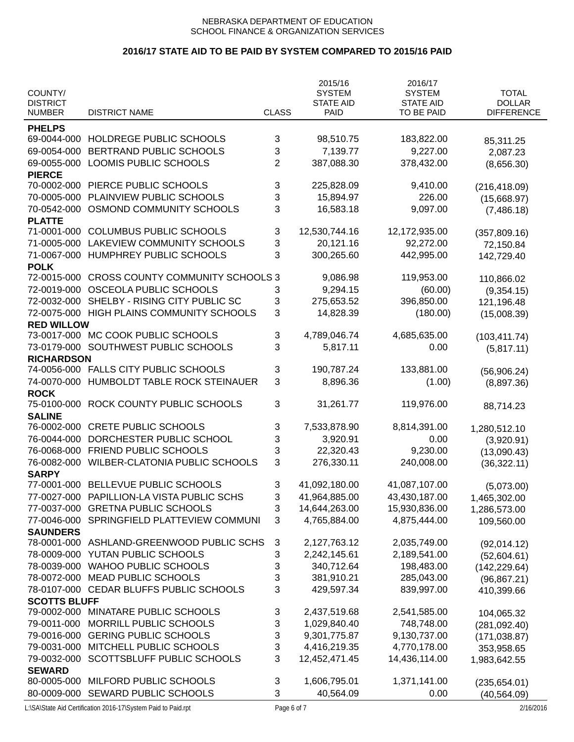NEBRASKA DEPARTMENT OF EDUCATION
SCHOOL FINANCE & ORGANIZATION SERVICES

## 2016/17 STATE AID TO BE PAID BY SYSTEM COMPARED TO 2015/16 PAID

| COUNTY/ DISTRICT NUMBER | DISTRICT NAME | CLASS | 2015/16 SYSTEM STATE AID PAID | 2016/17 SYSTEM STATE AID TO BE PAID | TOTAL DOLLAR DIFFERENCE |
|---|---|---|---|---|---|
| **PHELPS** | | | | | |
| 69-0044-000 | HOLDREGE PUBLIC SCHOOLS | 3 | 98,510.75 | 183,822.00 | 85,311.25 |
| 69-0054-000 | BERTRAND PUBLIC SCHOOLS | 3 | 7,139.77 | 9,227.00 | 2,087.23 |
| 69-0055-000 | LOOMIS PUBLIC SCHOOLS | 2 | 387,088.30 | 378,432.00 | (8,656.30) |
| **PIERCE** | | | | | |
| 70-0002-000 | PIERCE PUBLIC SCHOOLS | 3 | 225,828.09 | 9,410.00 | (216,418.09) |
| 70-0005-000 | PLAINVIEW PUBLIC SCHOOLS | 3 | 15,894.97 | 226.00 | (15,668.97) |
| 70-0542-000 | OSMOND COMMUNITY SCHOOLS | 3 | 16,583.18 | 9,097.00 | (7,486.18) |
| **PLATTE** | | | | | |
| 71-0001-000 | COLUMBUS PUBLIC SCHOOLS | 3 | 12,530,744.16 | 12,172,935.00 | (357,809.16) |
| 71-0005-000 | LAKEVIEW COMMUNITY SCHOOLS | 3 | 20,121.16 | 92,272.00 | 72,150.84 |
| 71-0067-000 | HUMPHREY PUBLIC SCHOOLS | 3 | 300,265.60 | 442,995.00 | 142,729.40 |
| **POLK** | | | | | |
| 72-0015-000 | CROSS COUNTY COMMUNITY SCHOOLS | 3 | 9,086.98 | 119,953.00 | 110,866.02 |
| 72-0019-000 | OSCEOLA PUBLIC SCHOOLS | 3 | 9,294.15 | (60.00) | (9,354.15) |
| 72-0032-000 | SHELBY - RISING CITY PUBLIC SC | 3 | 275,653.52 | 396,850.00 | 121,196.48 |
| 72-0075-000 | HIGH PLAINS COMMUNITY SCHOOLS | 3 | 14,828.39 | (180.00) | (15,008.39) |
| **RED WILLOW** | | | | | |
| 73-0017-000 | MC COOK PUBLIC SCHOOLS | 3 | 4,789,046.74 | 4,685,635.00 | (103,411.74) |
| 73-0179-000 | SOUTHWEST PUBLIC SCHOOLS | 3 | 5,817.11 | 0.00 | (5,817.11) |
| **RICHARDSON** | | | | | |
| 74-0056-000 | FALLS CITY PUBLIC SCHOOLS | 3 | 190,787.24 | 133,881.00 | (56,906.24) |
| 74-0070-000 | HUMBOLDT TABLE ROCK STEINAUER | 3 | 8,896.36 | (1.00) | (8,897.36) |
| **ROCK** | | | | | |
| 75-0100-000 | ROCK COUNTY PUBLIC SCHOOLS | 3 | 31,261.77 | 119,976.00 | 88,714.23 |
| **SALINE** | | | | | |
| 76-0002-000 | CRETE PUBLIC SCHOOLS | 3 | 7,533,878.90 | 8,814,391.00 | 1,280,512.10 |
| 76-0044-000 | DORCHESTER PUBLIC SCHOOL | 3 | 3,920.91 | 0.00 | (3,920.91) |
| 76-0068-000 | FRIEND PUBLIC SCHOOLS | 3 | 22,320.43 | 9,230.00 | (13,090.43) |
| 76-0082-000 | WILBER-CLATONIA PUBLIC SCHOOLS | 3 | 276,330.11 | 240,008.00 | (36,322.11) |
| **SARPY** | | | | | |
| 77-0001-000 | BELLEVUE PUBLIC SCHOOLS | 3 | 41,092,180.00 | 41,087,107.00 | (5,073.00) |
| 77-0027-000 | PAPILLION-LA VISTA PUBLIC SCHS | 3 | 41,964,885.00 | 43,430,187.00 | 1,465,302.00 |
| 77-0037-000 | GRETNA PUBLIC SCHOOLS | 3 | 14,644,263.00 | 15,930,836.00 | 1,286,573.00 |
| 77-0046-000 | SPRINGFIELD PLATTEVIEW COMMUNI | 3 | 4,765,884.00 | 4,875,444.00 | 109,560.00 |
| **SAUNDERS** | | | | | |
| 78-0001-000 | ASHLAND-GREENWOOD PUBLIC SCHS | 3 | 2,127,763.12 | 2,035,749.00 | (92,014.12) |
| 78-0009-000 | YUTAN PUBLIC SCHOOLS | 3 | 2,242,145.61 | 2,189,541.00 | (52,604.61) |
| 78-0039-000 | WAHOO PUBLIC SCHOOLS | 3 | 340,712.64 | 198,483.00 | (142,229.64) |
| 78-0072-000 | MEAD PUBLIC SCHOOLS | 3 | 381,910.21 | 285,043.00 | (96,867.21) |
| 78-0107-000 | CEDAR BLUFFS PUBLIC SCHOOLS | 3 | 429,597.34 | 839,997.00 | 410,399.66 |
| **SCOTTS BLUFF** | | | | | |
| 79-0002-000 | MINATARE PUBLIC SCHOOLS | 3 | 2,437,519.68 | 2,541,585.00 | 104,065.32 |
| 79-0011-000 | MORRILL PUBLIC SCHOOLS | 3 | 1,029,840.40 | 748,748.00 | (281,092.40) |
| 79-0016-000 | GERING PUBLIC SCHOOLS | 3 | 9,301,775.87 | 9,130,737.00 | (171,038.87) |
| 79-0031-000 | MITCHELL PUBLIC SCHOOLS | 3 | 4,416,219.35 | 4,770,178.00 | 353,958.65 |
| 79-0032-000 | SCOTTSBLUFF PUBLIC SCHOOLS | 3 | 12,452,471.45 | 14,436,114.00 | 1,983,642.55 |
| **SEWARD** | | | | | |
| 80-0005-000 | MILFORD PUBLIC SCHOOLS | 3 | 1,606,795.01 | 1,371,141.00 | (235,654.01) |
| 80-0009-000 | SEWARD PUBLIC SCHOOLS | 3 | 40,564.09 | 0.00 | (40,564.09) |

L:\SA\State Aid Certification 2016-17\System Paid to Paid.rpt 2/16/2016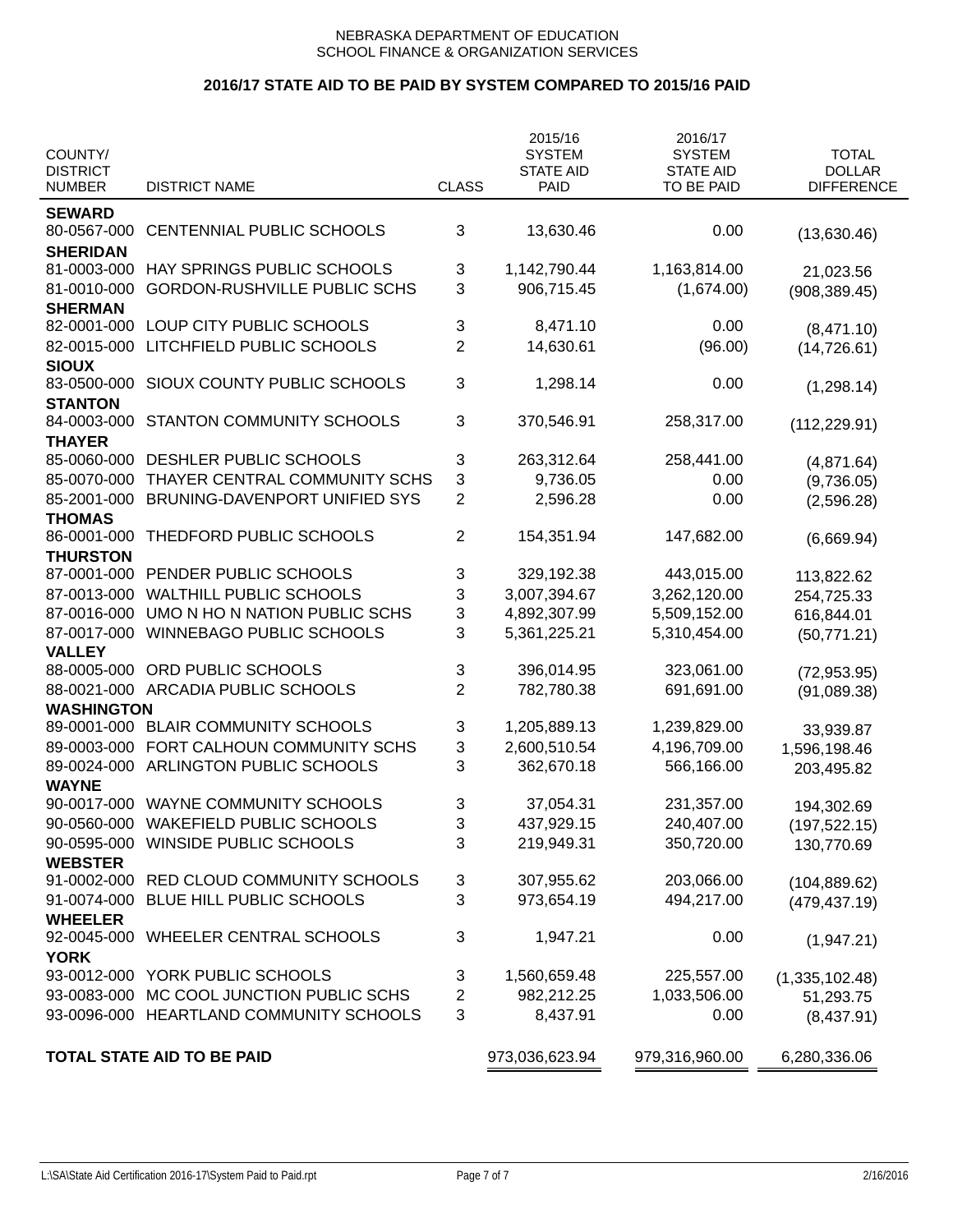NEBRASKA DEPARTMENT OF EDUCATION
SCHOOL FINANCE & ORGANIZATION SERVICES

## 2016/17 STATE AID TO BE PAID BY SYSTEM COMPARED TO 2015/16 PAID

| COUNTY/ DISTRICT NUMBER | DISTRICT NAME | CLASS | 2015/16 SYSTEM STATE AID PAID | 2016/17 SYSTEM STATE AID TO BE PAID | TOTAL DOLLAR DIFFERENCE |
|---|---|---|---|---|---|
| **SEWARD** | | | | | |
| 80-0567-000 | CENTENNIAL PUBLIC SCHOOLS | 3 | 13,630.46 | 0.00 | (13,630.46) |
| **SHERIDAN** | | | | | |
| 81-0003-000 | HAY SPRINGS PUBLIC SCHOOLS | 3 | 1,142,790.44 | 1,163,814.00 | 21,023.56 |
| 81-0010-000 | GORDON-RUSHVILLE PUBLIC SCHS | 3 | 906,715.45 | (1,674.00) | (908,389.45) |
| **SHERMAN** | | | | | |
| 82-0001-000 | LOUP CITY PUBLIC SCHOOLS | 3 | 8,471.10 | 0.00 | (8,471.10) |
| 82-0015-000 | LITCHFIELD PUBLIC SCHOOLS | 2 | 14,630.61 | (96.00) | (14,726.61) |
| **SIOUX** | | | | | |
| 83-0500-000 | SIOUX COUNTY PUBLIC SCHOOLS | 3 | 1,298.14 | 0.00 | (1,298.14) |
| **STANTON** | | | | | |
| 84-0003-000 | STANTON COMMUNITY SCHOOLS | 3 | 370,546.91 | 258,317.00 | (112,229.91) |
| **THAYER** | | | | | |
| 85-0060-000 | DESHLER PUBLIC SCHOOLS | 3 | 263,312.64 | 258,441.00 | (4,871.64) |
| 85-0070-000 | THAYER CENTRAL COMMUNITY SCHS | 3 | 9,736.05 | 0.00 | (9,736.05) |
| 85-2001-000 | BRUNING-DAVENPORT UNIFIED SYS | 2 | 2,596.28 | 0.00 | (2,596.28) |
| **THOMAS** | | | | | |
| 86-0001-000 | THEDFORD PUBLIC SCHOOLS | 2 | 154,351.94 | 147,682.00 | (6,669.94) |
| **THURSTON** | | | | | |
| 87-0001-000 | PENDER PUBLIC SCHOOLS | 3 | 329,192.38 | 443,015.00 | 113,822.62 |
| 87-0013-000 | WALTHILL PUBLIC SCHOOLS | 3 | 3,007,394.67 | 3,262,120.00 | 254,725.33 |
| 87-0016-000 | UMO N HO N NATION PUBLIC SCHS | 3 | 4,892,307.99 | 5,509,152.00 | 616,844.01 |
| 87-0017-000 | WINNEBAGO PUBLIC SCHOOLS | 3 | 5,361,225.21 | 5,310,454.00 | (50,771.21) |
| **VALLEY** | | | | | |
| 88-0005-000 | ORD PUBLIC SCHOOLS | 3 | 396,014.95 | 323,061.00 | (72,953.95) |
| 88-0021-000 | ARCADIA PUBLIC SCHOOLS | 2 | 782,780.38 | 691,691.00 | (91,089.38) |
| **WASHINGTON** | | | | | |
| 89-0001-000 | BLAIR COMMUNITY SCHOOLS | 3 | 1,205,889.13 | 1,239,829.00 | 33,939.87 |
| 89-0003-000 | FORT CALHOUN COMMUNITY SCHS | 3 | 2,600,510.54 | 4,196,709.00 | 1,596,198.46 |
| 89-0024-000 | ARLINGTON PUBLIC SCHOOLS | 3 | 362,670.18 | 566,166.00 | 203,495.82 |
| **WAYNE** | | | | | |
| 90-0017-000 | WAYNE COMMUNITY SCHOOLS | 3 | 37,054.31 | 231,357.00 | 194,302.69 |
| 90-0560-000 | WAKEFIELD PUBLIC SCHOOLS | 3 | 437,929.15 | 240,407.00 | (197,522.15) |
| 90-0595-000 | WINSIDE PUBLIC SCHOOLS | 3 | 219,949.31 | 350,720.00 | 130,770.69 |
| **WEBSTER** | | | | | |
| 91-0002-000 | RED CLOUD COMMUNITY SCHOOLS | 3 | 307,955.62 | 203,066.00 | (104,889.62) |
| 91-0074-000 | BLUE HILL PUBLIC SCHOOLS | 3 | 973,654.19 | 494,217.00 | (479,437.19) |
| **WHEELER** | | | | | |
| 92-0045-000 | WHEELER CENTRAL SCHOOLS | 3 | 1,947.21 | 0.00 | (1,947.21) |
| **YORK** | | | | | |
| 93-0012-000 | YORK PUBLIC SCHOOLS | 3 | 1,560,659.48 | 225,557.00 | (1,335,102.48) |
| 93-0083-000 | MC COOL JUNCTION PUBLIC SCHS | 2 | 982,212.25 | 1,033,506.00 | 51,293.75 |
| 93-0096-000 | HEARTLAND COMMUNITY SCHOOLS | 3 | 8,437.91 | 0.00 | (8,437.91) |
| **TOTAL STATE AID TO BE PAID** | | | 973,036,623.94 | 979,316,960.00 | 6,280,336.06 |

L:\SA\State Aid Certification 2016-17\System Paid to Paid.rpt 2/16/2016